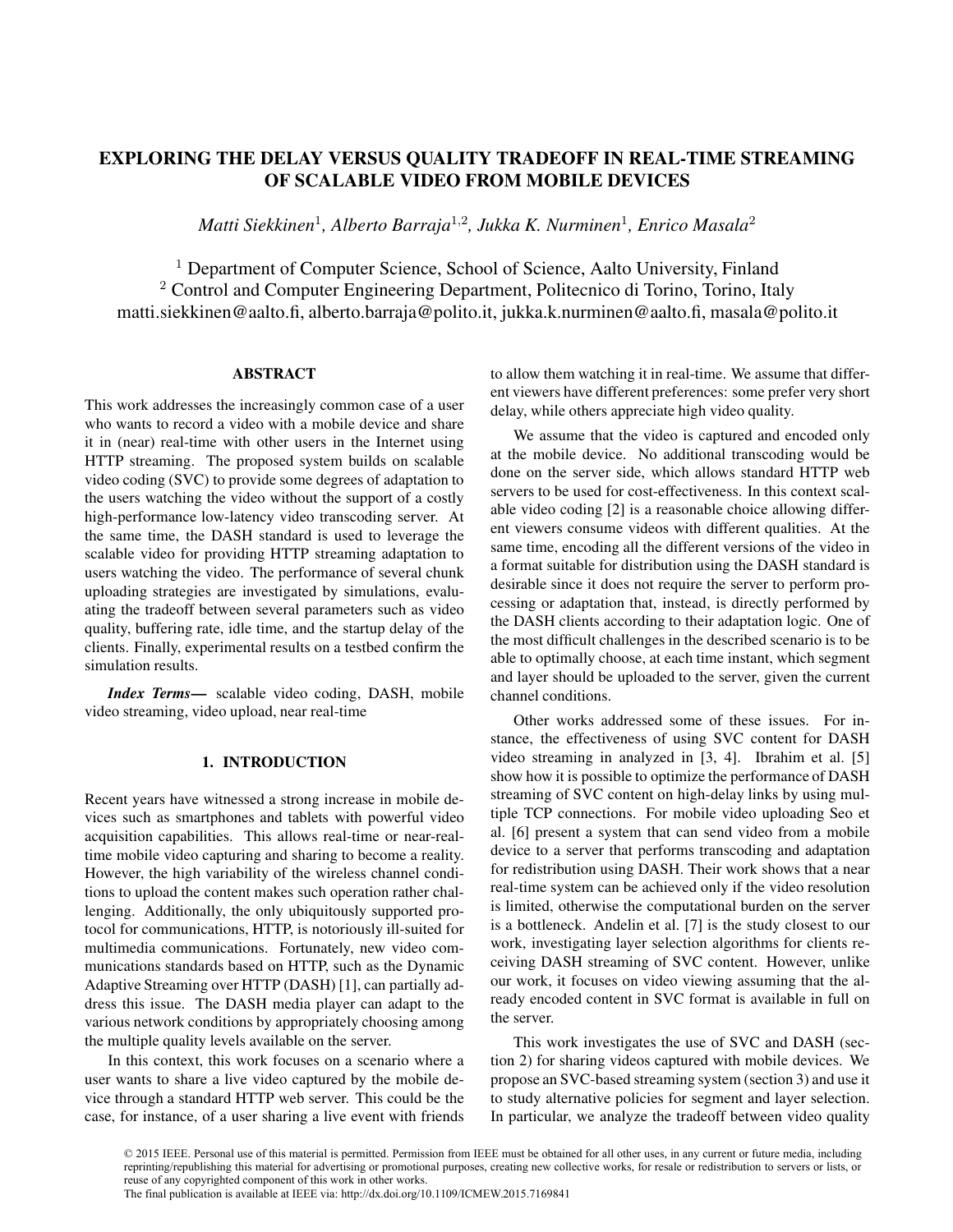# EXPLORING THE DELAY VERSUS QUALITY TRADEOFF IN REAL-TIME STREAMING OF SCALABLE VIDEO FROM MOBILE DEVICES

*Matti Siekkinen*[1]*, Alberto Barraja*[1,2]*, Jukka K. Nurminen*[1]*, Enrico Masala*[2]

[1] Department of Computer Science, School of Science, Aalto University, Finland
[2] Control and Computer Engineering Department, Politecnico di Torino, Torino, Italy
matti.siekkinen@aalto.fi, alberto.barraja@polito.it, jukka.k.nurminen@aalto.fi, masala@polito.it

## ABSTRACT

This work addresses the increasingly common case of a user who wants to record a video with a mobile device and share it in (near) real-time with other users in the Internet using HTTP streaming. The proposed system builds on scalable video coding (SVC) to provide some degrees of adaptation to the users watching the video without the support of a costly high-performance low-latency video transcoding server. At the same time, the DASH standard is used to leverage the scalable video for providing HTTP streaming adaptation to users watching the video. The performance of several chunk uploading strategies are investigated by simulations, evaluating the tradeoff between several parameters such as video quality, buffering rate, idle time, and the startup delay of the clients. Finally, experimental results on a testbed confirm the simulation results.

***Index Terms*—** scalable video coding, DASH, mobile video streaming, video upload, near real-time

## 1. INTRODUCTION

Recent years have witnessed a strong increase in mobile devices such as smartphones and tablets with powerful video acquisition capabilities. This allows real-time or near-real-time mobile video capturing and sharing to become a reality. However, the high variability of the wireless channel conditions to upload the content makes such operation rather challenging. Additionally, the only ubiquitously supported protocol for communications, HTTP, is notoriously ill-suited for multimedia communications. Fortunately, new video communications standards based on HTTP, such as the Dynamic Adaptive Streaming over HTTP (DASH) [1], can partially address this issue. The DASH media player can adapt to the various network conditions by appropriately choosing among the multiple quality levels available on the server.

In this context, this work focuses on a scenario where a user wants to share a live video captured by the mobile device through a standard HTTP web server. This could be the case, for instance, of a user sharing a live event with friends to allow them watching it in real-time. We assume that different viewers have different preferences: some prefer very short delay, while others appreciate high video quality.

We assume that the video is captured and encoded only at the mobile device. No additional transcoding would be done on the server side, which allows standard HTTP web servers to be used for cost-effectiveness. In this context scalable video coding [2] is a reasonable choice allowing different viewers consume videos with different qualities. At the same time, encoding all the different versions of the video in a format suitable for distribution using the DASH standard is desirable since it does not require the server to perform processing or adaptation that, instead, is directly performed by the DASH clients according to their adaptation logic. One of the most difficult challenges in the described scenario is to be able to optimally choose, at each time instant, which segment and layer should be uploaded to the server, given the current channel conditions.

Other works addressed some of these issues. For instance, the effectiveness of using SVC content for DASH video streaming in analyzed in [3, 4]. Ibrahim et al. [5] show how it is possible to optimize the performance of DASH streaming of SVC content on high-delay links by using multiple TCP connections. For mobile video uploading Seo et al. [6] present a system that can send video from a mobile device to a server that performs transcoding and adaptation for redistribution using DASH. Their work shows that a near real-time system can be achieved only if the video resolution is limited, otherwise the computational burden on the server is a bottleneck. Andelin et al. [7] is the study closest to our work, investigating layer selection algorithms for clients receiving DASH streaming of SVC content. However, unlike our work, it focuses on video viewing assuming that the already encoded content in SVC format is available in full on the server.

This work investigates the use of SVC and DASH (section 2) for sharing videos captured with mobile devices. We propose an SVC-based streaming system (section 3) and use it to study alternative policies for segment and layer selection. In particular, we analyze the tradeoff between video quality

© 2015 IEEE. Personal use of this material is permitted. Permission from IEEE must be obtained for all other uses, in any current or future media, including reprinting/republishing this material for advertising or promotional purposes, creating new collective works, for resale or redistribution to servers or lists, or reuse of any copyrighted component of this work in other works.
The final publication is available at IEEE via: http://dx.doi.org/10.1109/ICMEW.2015.7169841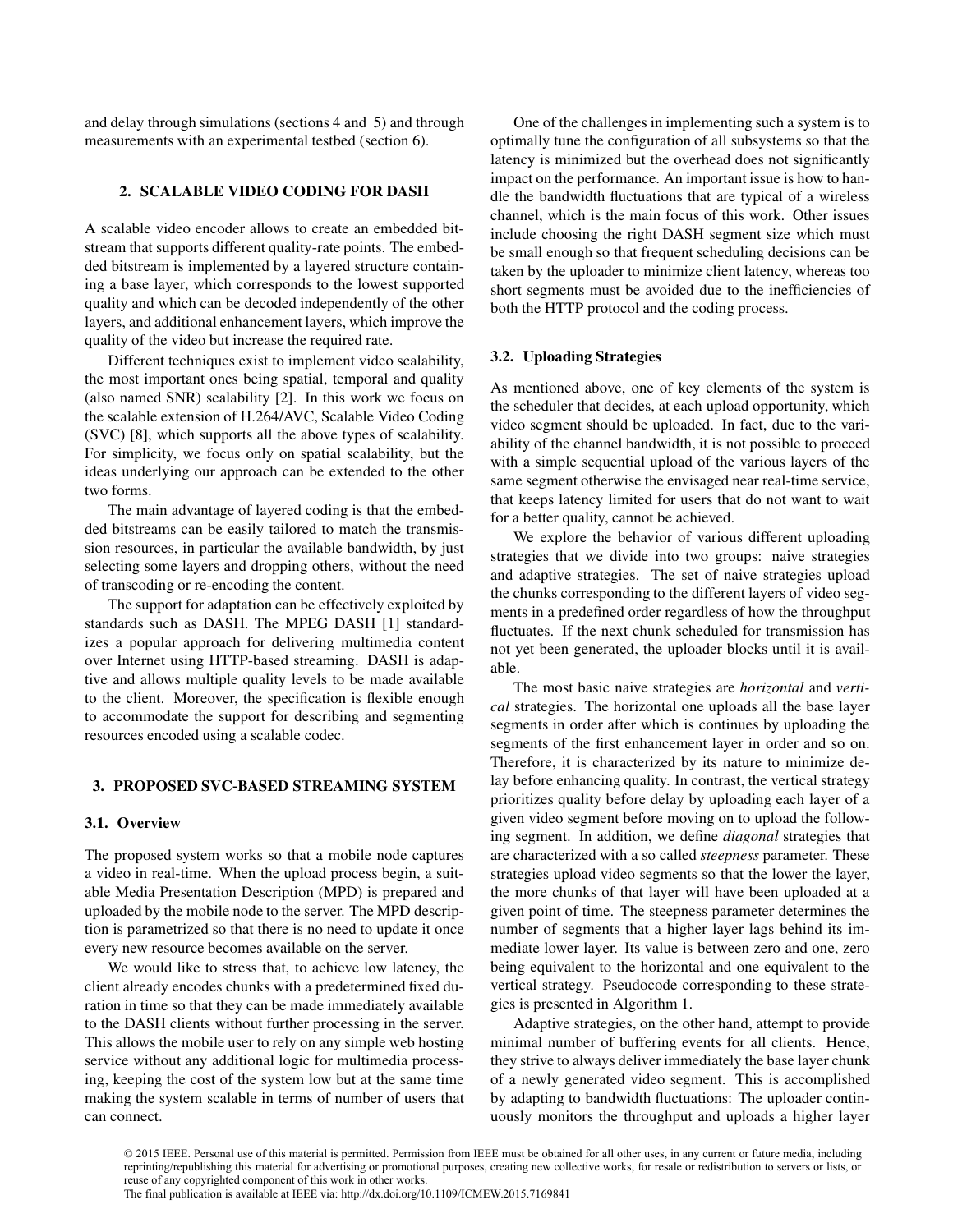and delay through simulations (sections 4 and 5) and through measurements with an experimental testbed (section 6).

## 2. SCALABLE VIDEO CODING FOR DASH

A scalable video encoder allows to create an embedded bitstream that supports different quality-rate points. The embedded bitstream is implemented by a layered structure containing a base layer, which corresponds to the lowest supported quality and which can be decoded independently of the other layers, and additional enhancement layers, which improve the quality of the video but increase the required rate.

Different techniques exist to implement video scalability, the most important ones being spatial, temporal and quality (also named SNR) scalability [2]. In this work we focus on the scalable extension of H.264/AVC, Scalable Video Coding (SVC) [8], which supports all the above types of scalability. For simplicity, we focus only on spatial scalability, but the ideas underlying our approach can be extended to the other two forms.

The main advantage of layered coding is that the embedded bitstreams can be easily tailored to match the transmission resources, in particular the available bandwidth, by just selecting some layers and dropping others, without the need of transcoding or re-encoding the content.

The support for adaptation can be effectively exploited by standards such as DASH. The MPEG DASH [1] standardizes a popular approach for delivering multimedia content over Internet using HTTP-based streaming. DASH is adaptive and allows multiple quality levels to be made available to the client. Moreover, the specification is flexible enough to accommodate the support for describing and segmenting resources encoded using a scalable codec.

## 3. PROPOSED SVC-BASED STREAMING SYSTEM

### 3.1. Overview

The proposed system works so that a mobile node captures a video in real-time. When the upload process begin, a suitable Media Presentation Description (MPD) is prepared and uploaded by the mobile node to the server. The MPD description is parametrized so that there is no need to update it once every new resource becomes available on the server.

We would like to stress that, to achieve low latency, the client already encodes chunks with a predetermined fixed duration in time so that they can be made immediately available to the DASH clients without further processing in the server. This allows the mobile user to rely on any simple web hosting service without any additional logic for multimedia processing, keeping the cost of the system low but at the same time making the system scalable in terms of number of users that can connect.

One of the challenges in implementing such a system is to optimally tune the configuration of all subsystems so that the latency is minimized but the overhead does not significantly impact on the performance. An important issue is how to handle the bandwidth fluctuations that are typical of a wireless channel, which is the main focus of this work. Other issues include choosing the right DASH segment size which must be small enough so that frequent scheduling decisions can be taken by the uploader to minimize client latency, whereas too short segments must be avoided due to the inefficiencies of both the HTTP protocol and the coding process.

### 3.2. Uploading Strategies

As mentioned above, one of key elements of the system is the scheduler that decides, at each upload opportunity, which video segment should be uploaded. In fact, due to the variability of the channel bandwidth, it is not possible to proceed with a simple sequential upload of the various layers of the same segment otherwise the envisaged near real-time service, that keeps latency limited for users that do not want to wait for a better quality, cannot be achieved.

We explore the behavior of various different uploading strategies that we divide into two groups: naive strategies and adaptive strategies. The set of naive strategies upload the chunks corresponding to the different layers of video segments in a predefined order regardless of how the throughput fluctuates. If the next chunk scheduled for transmission has not yet been generated, the uploader blocks until it is available.

The most basic naive strategies are *horizontal* and *vertical* strategies. The horizontal one uploads all the base layer segments in order after which is continues by uploading the segments of the first enhancement layer in order and so on. Therefore, it is characterized by its nature to minimize delay before enhancing quality. In contrast, the vertical strategy prioritizes quality before delay by uploading each layer of a given video segment before moving on to upload the following segment. In addition, we define *diagonal* strategies that are characterized with a so called *steepness* parameter. These strategies upload video segments so that the lower the layer, the more chunks of that layer will have been uploaded at a given point of time. The steepness parameter determines the number of segments that a higher layer lags behind its immediate lower layer. Its value is between zero and one, zero being equivalent to the horizontal and one equivalent to the vertical strategy. Pseudocode corresponding to these strategies is presented in Algorithm 1.

Adaptive strategies, on the other hand, attempt to provide minimal number of buffering events for all clients. Hence, they strive to always deliver immediately the base layer chunk of a newly generated video segment. This is accomplished by adapting to bandwidth fluctuations: The uploader continuously monitors the throughput and uploads a higher layer

© 2015 IEEE. Personal use of this material is permitted. Permission from IEEE must be obtained for all other uses, in any current or future media, including reprinting/republishing this material for advertising or promotional purposes, creating new collective works, for resale or redistribution to servers or lists, or reuse of any copyrighted component of this work in other works.
The final publication is available at IEEE via: http://dx.doi.org/10.1109/ICMEW.2015.7169841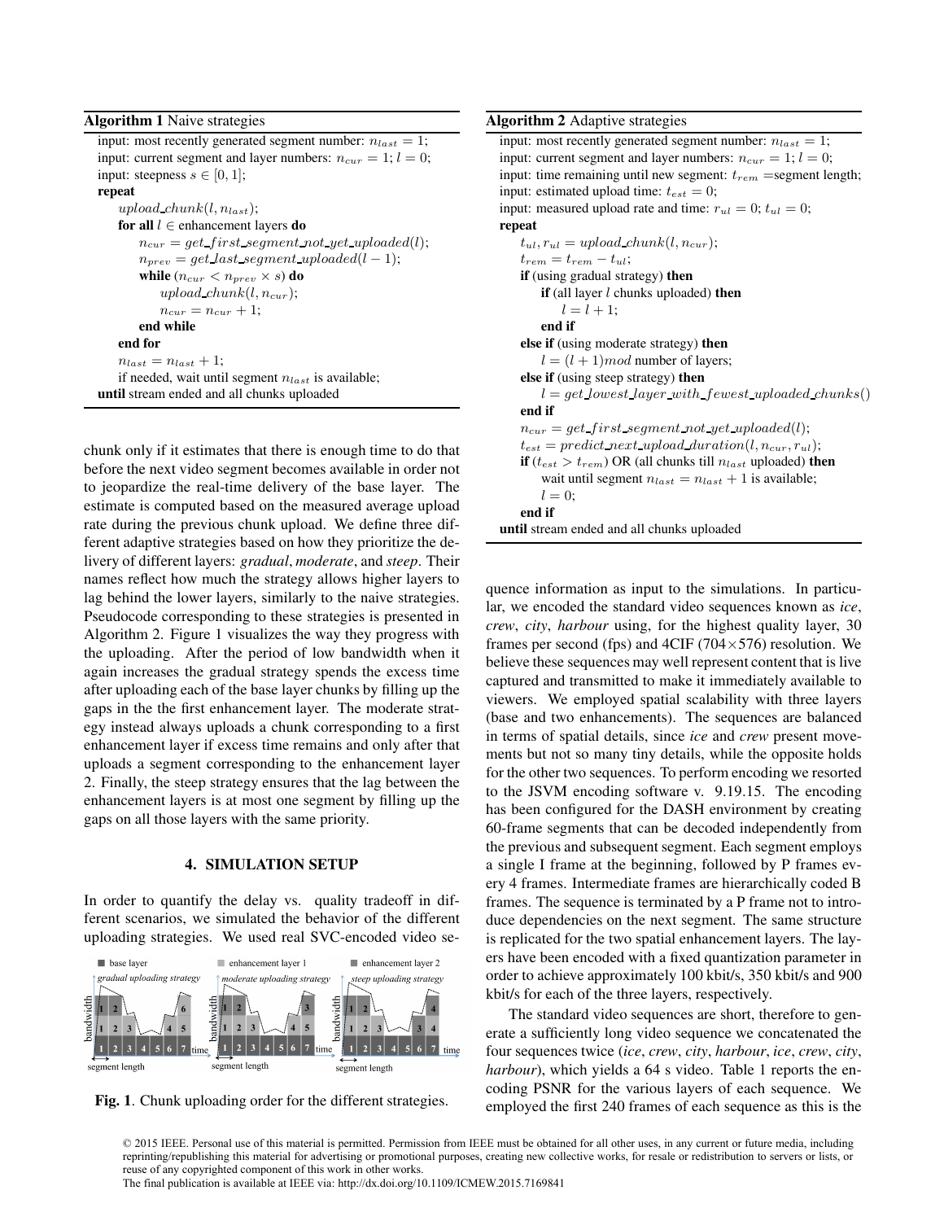**Algorithm 1** Naive strategies

```
input: most recently generated segment number: n_last = 1;
input: current segment and layer numbers: n_cur = 1; l = 0;
input: steepness s ∈ [0, 1];
repeat
    upload_chunk(l, n_last);
    for all l ∈ enhancement layers do
        n_cur = get_first_segment_not_yet_uploaded(l);
        n_prev = get_last_segment_uploaded(l − 1);
        while (n_cur < n_prev × s) do
            upload_chunk(l, n_cur);
            n_cur = n_cur + 1;
        end while
    end for
    n_last = n_last + 1;
    if needed, wait until segment n_last is available;
until stream ended and all chunks uploaded
```

chunk only if it estimates that there is enough time to do that before the next video segment becomes available in order not to jeopardize the real-time delivery of the base layer. The estimate is computed based on the measured average upload rate during the previous chunk upload. We define three different adaptive strategies based on how they prioritize the delivery of different layers: *gradual*, *moderate*, and *steep*. Their names reflect how much the strategy allows higher layers to lag behind the lower layers, similarly to the naive strategies. Pseudocode corresponding to these strategies is presented in Algorithm 2. Figure 1 visualizes the way they progress with the uploading. After the period of low bandwidth when it again increases the gradual strategy spends the excess time after uploading each of the base layer chunks by filling up the gaps in the the first enhancement layer. The moderate strategy instead always uploads a chunk corresponding to a first enhancement layer if excess time remains and only after that uploads a segment corresponding to the enhancement layer 2. Finally, the steep strategy ensures that the lag between the enhancement layers is at most one segment by filling up the gaps on all those layers with the same priority.

## 4. SIMULATION SETUP

In order to quantify the delay vs. quality tradeoff in different scenarios, we simulated the behavior of the different uploading strategies. We used real SVC-encoded video sequence information as input to the simulations. In particular, we encoded the standard video sequences known as *ice*, *crew*, *city*, *harbour* using, for the highest quality layer, 30 frames per second (fps) and 4CIF (704×576) resolution. We believe these sequences may well represent content that is live captured and transmitted to make it immediately available to viewers. We employed spatial scalability with three layers (base and two enhancements). The sequences are balanced in terms of spatial details, since *ice* and *crew* present movements but not so many tiny details, while the opposite holds for the other two sequences. To perform encoding we resorted to the JSVM encoding software v. 9.19.15. The encoding has been configured for the DASH environment by creating 60-frame segments that can be decoded independently from the previous and subsequent segment. Each segment employs a single I frame at the beginning, followed by P frames every 4 frames. Intermediate frames are hierarchically coded B frames. The sequence is terminated by a P frame not to introduce dependencies on the next segment. The same structure is replicated for the two spatial enhancement layers. The layers have been encoded with a fixed quantization parameter in order to achieve approximately 100 kbit/s, 350 kbit/s and 900 kbit/s for each of the three layers, respectively.

**Fig. 1**. Chunk uploading order for the different strategies.

**Algorithm 2** Adaptive strategies

```
input: most recently generated segment number: n_last = 1;
input: current segment and layer numbers: n_cur = 1; l = 0;
input: time remaining until new segment: t_rem = segment length;
input: estimated upload time: t_est = 0;
input: measured upload rate and time: r_ul = 0; t_ul = 0;
repeat
    t_ul, r_ul = upload_chunk(l, n_cur);
    t_rem = t_rem − t_ul;
    if (using gradual strategy) then
        if (all layer l chunks uploaded) then
            l = l + 1;
        end if
    else if (using moderate strategy) then
        l = (l + 1) mod number of layers;
    else if (using steep strategy) then
        l = get_lowest_layer_with_fewest_uploaded_chunks()
    end if
    n_cur = get_first_segment_not_yet_uploaded(l);
    t_est = predict_next_upload_duration(l, n_cur, r_ul);
    if (t_est > t_rem) OR (all chunks till n_last uploaded) then
        wait until segment n_last = n_last + 1 is available;
        l = 0;
    end if
until stream ended and all chunks uploaded
```

The standard video sequences are short, therefore to generate a sufficiently long video sequence we concatenated the four sequences twice (*ice*, *crew*, *city*, *harbour*, *ice*, *crew*, *city*, *harbour*), which yields a 64 s video. Table 1 reports the encoding PSNR for the various layers of each sequence. We employed the first 240 frames of each sequence as this is the

© 2015 IEEE. Personal use of this material is permitted. Permission from IEEE must be obtained for all other uses, in any current or future media, including reprinting/republishing this material for advertising or promotional purposes, creating new collective works, for resale or redistribution to servers or lists, or reuse of any copyrighted component of this work in other works.
The final publication is available at IEEE via: http://dx.doi.org/10.1109/ICMEW.2015.7169841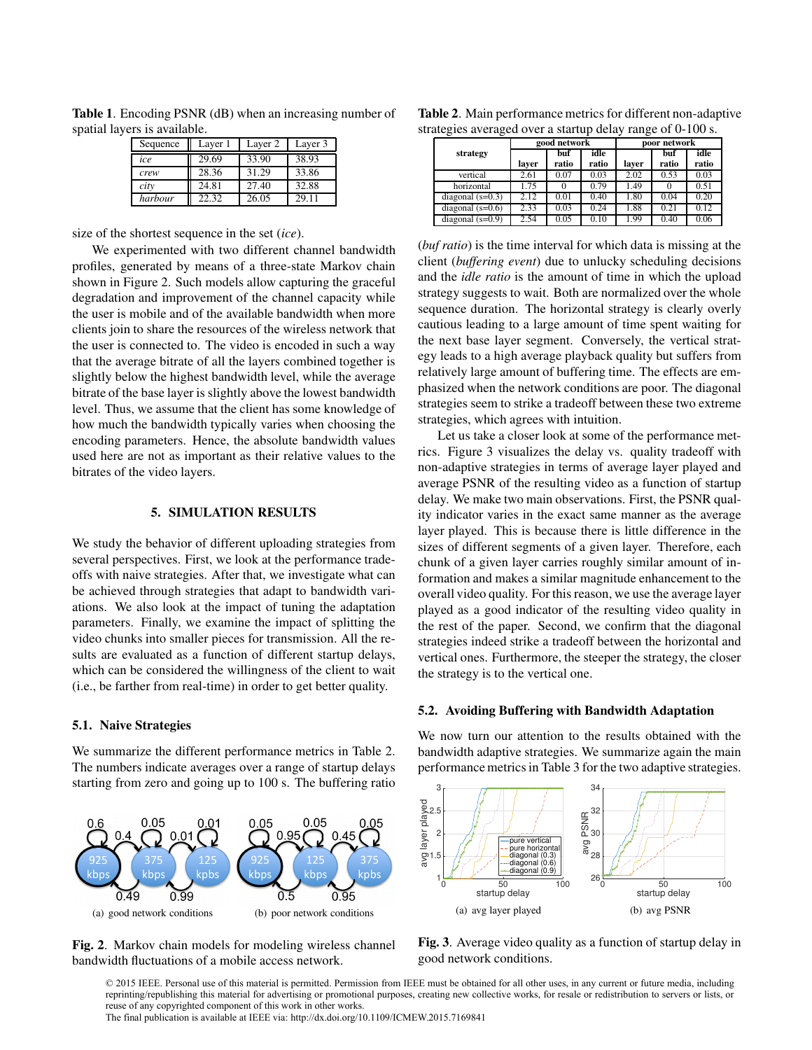**Table 1**. Encoding PSNR (dB) when an increasing number of spatial layers is available.

| Sequence | Layer 1 | Layer 2 | Layer 3 |
|---|---|---|---|
| *ice* | 29.69 | 33.90 | 38.93 |
| *crew* | 28.36 | 31.29 | 33.86 |
| *city* | 24.81 | 27.40 | 32.88 |
| *harbour* | 22.32 | 26.05 | 29.11 |

size of the shortest sequence in the set (*ice*).

We experimented with two different channel bandwidth profiles, generated by means of a three-state Markov chain shown in Figure 2. Such models allow capturing the graceful degradation and improvement of the channel capacity while the user is mobile and of the available bandwidth when more clients join to share the resources of the wireless network that the user is connected to. The video is encoded in such a way that the average bitrate of all the layers combined together is slightly below the highest bandwidth level, while the average bitrate of the base layer is slightly above the lowest bandwidth level. Thus, we assume that the client has some knowledge of how much the bandwidth typically varies when choosing the encoding parameters. Hence, the absolute bandwidth values used here are not as important as their relative values to the bitrates of the video layers.

## 5. SIMULATION RESULTS

We study the behavior of different uploading strategies from several perspectives. First, we look at the performance tradeoffs with naive strategies. After that, we investigate what can be achieved through strategies that adapt to bandwidth variations. We also look at the impact of tuning the adaptation parameters. Finally, we examine the impact of splitting the video chunks into smaller pieces for transmission. All the results are evaluated as a function of different startup delays, which can be considered the willingness of the client to wait (i.e., be farther from real-time) in order to get better quality.

### 5.1. Naive Strategies

We summarize the different performance metrics in Table 2. The numbers indicate averages over a range of startup delays starting from zero and going up to 100 s. The buffering ratio

(a) good network conditions

(b) poor network conditions

**Fig. 2**. Markov chain models for modeling wireless channel bandwidth fluctuations of a mobile access network.

**Table 2**. Main performance metrics for different non-adaptive strategies averaged over a startup delay range of 0-100 s.

| strategy | good network | | | poor network | | |
|---|---|---|---|---|---|---|
| | layer | buf ratio | idle ratio | layer | buf ratio | idle ratio |
| vertical | 2.61 | 0.07 | 0.03 | 2.02 | 0.53 | 0.03 |
| horizontal | 1.75 | 0 | 0.79 | 1.49 | 0 | 0.51 |
| diagonal (s=0.3) | 2.12 | 0.01 | 0.40 | 1.80 | 0.04 | 0.20 |
| diagonal (s=0.6) | 2.33 | 0.03 | 0.24 | 1.88 | 0.21 | 0.12 |
| diagonal (s=0.9) | 2.54 | 0.05 | 0.10 | 1.99 | 0.40 | 0.06 |

(*buf ratio*) is the time interval for which data is missing at the client (*buffering event*) due to unlucky scheduling decisions and the *idle ratio* is the amount of time in which the upload strategy suggests to wait. Both are normalized over the whole sequence duration. The horizontal strategy is clearly overly cautious leading to a large amount of time spent waiting for the next base layer segment. Conversely, the vertical strategy leads to a high average playback quality but suffers from relatively large amount of buffering time. The effects are emphasized when the network conditions are poor. The diagonal strategies seem to strike a tradeoff between these two extreme strategies, which agrees with intuition.

Let us take a closer look at some of the performance metrics. Figure 3 visualizes the delay vs. quality tradeoff with non-adaptive strategies in terms of average layer played and average PSNR of the resulting video as a function of startup delay. We make two main observations. First, the PSNR quality indicator varies in the exact same manner as the average layer played. This is because there is little difference in the sizes of different segments of a given layer. Therefore, each chunk of a given layer carries roughly similar amount of information and makes a similar magnitude enhancement to the overall video quality. For this reason, we use the average layer played as a good indicator of the resulting video quality in the rest of the paper. Second, we confirm that the diagonal strategies indeed strike a tradeoff between the horizontal and vertical ones. Furthermore, the steeper the strategy, the closer the strategy is to the vertical one.

### 5.2. Avoiding Buffering with Bandwidth Adaptation

We now turn our attention to the results obtained with the bandwidth adaptive strategies. We summarize again the main performance metrics in Table 3 for the two adaptive strategies.

(a) avg layer played

(b) avg PSNR

**Fig. 3**. Average video quality as a function of startup delay in good network conditions.

© 2015 IEEE. Personal use of this material is permitted. Permission from IEEE must be obtained for all other uses, in any current or future media, including reprinting/republishing this material for advertising or promotional purposes, creating new collective works, for resale or redistribution to servers or lists, or reuse of any copyrighted component of this work in other works.
The final publication is available at IEEE via: http://dx.doi.org/10.1109/ICMEW.2015.7169841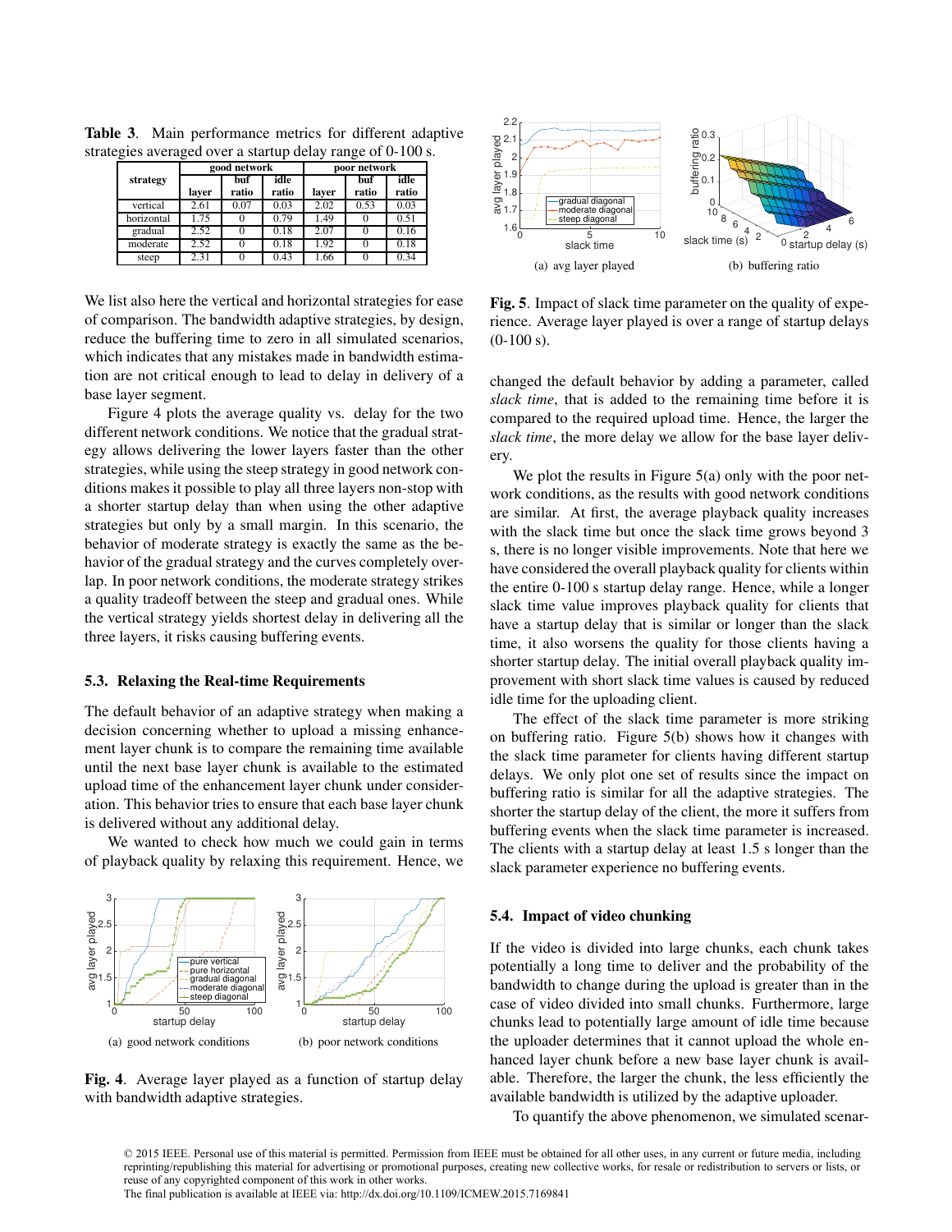**Table 3**. Main performance metrics for different adaptive strategies averaged over a startup delay range of 0-100 s.

| strategy | good network | | | poor network | | |
|---|---|---|---|---|---|---|
| | layer | buf ratio | idle ratio | layer | buf ratio | idle ratio |
| vertical | 2.61 | 0.07 | 0.03 | 2.02 | 0.53 | 0.03 |
| horizontal | 1.75 | 0 | 0.79 | 1.49 | 0 | 0.51 |
| gradual | 2.52 | 0 | 0.18 | 2.07 | 0 | 0.16 |
| moderate | 2.52 | 0 | 0.18 | 1.92 | 0 | 0.18 |
| steep | 2.31 | 0 | 0.43 | 1.66 | 0 | 0.34 |

We list also here the vertical and horizontal strategies for ease of comparison. The bandwidth adaptive strategies, by design, reduce the buffering time to zero in all simulated scenarios, which indicates that any mistakes made in bandwidth estimation are not critical enough to lead to delay in delivery of a base layer segment.

Figure 4 plots the average quality vs. delay for the two different network conditions. We notice that the gradual strategy allows delivering the lower layers faster than the other strategies, while using the steep strategy in good network conditions makes it possible to play all three layers non-stop with a shorter startup delay than when using the other adaptive strategies but only by a small margin. In this scenario, the behavior of moderate strategy is exactly the same as the behavior of the gradual strategy and the curves completely overlap. In poor network conditions, the moderate strategy strikes a quality tradeoff between the steep and gradual ones. While the vertical strategy yields shortest delay in delivering all the three layers, it risks causing buffering events.

### 5.3. Relaxing the Real-time Requirements

The default behavior of an adaptive strategy when making a decision concerning whether to upload a missing enhancement layer chunk is to compare the remaining time available until the next base layer chunk is available to the estimated upload time of the enhancement layer chunk under consideration. This behavior tries to ensure that each base layer chunk is delivered without any additional delay.

We wanted to check how much we could gain in terms of playback quality by relaxing this requirement. Hence, we changed the default behavior by adding a parameter, called *slack time*, that is added to the remaining time before it is compared to the required upload time. Hence, the larger the *slack time*, the more delay we allow for the base layer delivery.

(a) good network conditions (b) poor network conditions

**Fig. 4**. Average layer played as a function of startup delay with bandwidth adaptive strategies.

(a) avg layer played (b) buffering ratio

**Fig. 5**. Impact of slack time parameter on the quality of experience. Average layer played is over a range of startup delays (0-100 s).

We plot the results in Figure 5(a) only with the poor network conditions, as the results with good network conditions are similar. At first, the average playback quality increases with the slack time but once the slack time grows beyond 3 s, there is no longer visible improvements. Note that here we have considered the overall playback quality for clients within the entire 0-100 s startup delay range. Hence, while a longer slack time value improves playback quality for clients that have a startup delay that is similar or longer than the slack time, it also worsens the quality for those clients having a shorter startup delay. The initial overall playback quality improvement with short slack time values is caused by reduced idle time for the uploading client.

The effect of the slack time parameter is more striking on buffering ratio. Figure 5(b) shows how it changes with the slack time parameter for clients having different startup delays. We only plot one set of results since the impact on buffering ratio is similar for all the adaptive strategies. The shorter the startup delay of the client, the more it suffers from buffering events when the slack time parameter is increased. The clients with a startup delay at least 1.5 s longer than the slack parameter experience no buffering events.

### 5.4. Impact of video chunking

If the video is divided into large chunks, each chunk takes potentially a long time to deliver and the probability of the bandwidth to change during the upload is greater than in the case of video divided into small chunks. Furthermore, large chunks lead to potentially large amount of idle time because the uploader determines that it cannot upload the whole enhanced layer chunk before a new base layer chunk is available. Therefore, the larger the chunk, the less efficiently the available bandwidth is utilized by the adaptive uploader.

To quantify the above phenomenon, we simulated scenar-

© 2015 IEEE. Personal use of this material is permitted. Permission from IEEE must be obtained for all other uses, in any current or future media, including reprinting/republishing this material for advertising or promotional purposes, creating new collective works, for resale or redistribution to servers or lists, or reuse of any copyrighted component of this work in other works.
The final publication is available at IEEE via: http://dx.doi.org/10.1109/ICMEW.2015.7169841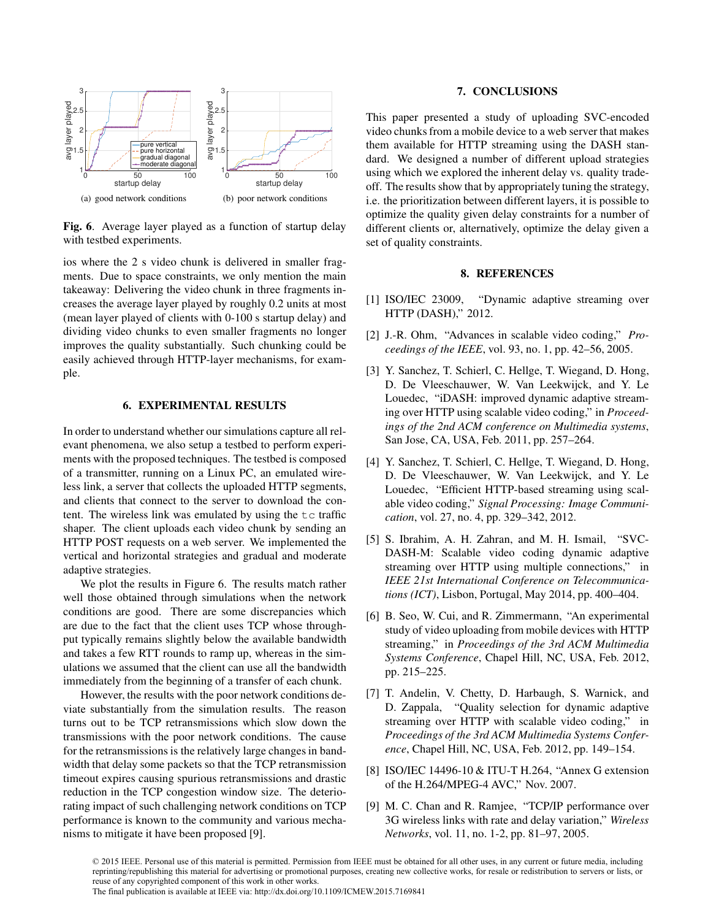3
2.5
2
1.5
1
0
50
100
avg layer played
startup delay
pure vertical
pure horizontal
gradual diagonal
moderate diagonal

(a) good network conditions

3
2.5
2
1.5
1
0
50
100
avg layer played
startup delay

(b) poor network conditions

**Fig. 6**. Average layer played as a function of startup delay with testbed experiments.

ios where the 2 s video chunk is delivered in smaller fragments. Due to space constraints, we only mention the main takeaway: Delivering the video chunk in three fragments increases the average layer played by roughly 0.2 units at most (mean layer played of clients with 0-100 s startup delay) and dividing video chunks to even smaller fragments no longer improves the quality substantially. Such chunking could be easily achieved through HTTP-layer mechanisms, for example.

## 6. EXPERIMENTAL RESULTS

In order to understand whether our simulations capture all relevant phenomena, we also setup a testbed to perform experiments with the proposed techniques. The testbed is composed of a transmitter, running on a Linux PC, an emulated wireless link, a server that collects the uploaded HTTP segments, and clients that connect to the server to download the content. The wireless link was emulated by using the `tc` traffic shaper. The client uploads each video chunk by sending an HTTP POST requests on a web server. We implemented the vertical and horizontal strategies and gradual and moderate adaptive strategies.

We plot the results in Figure 6. The results match rather well those obtained through simulations when the network conditions are good. There are some discrepancies which are due to the fact that the client uses TCP whose throughput typically remains slightly below the available bandwidth and takes a few RTT rounds to ramp up, whereas in the simulations we assumed that the client can use all the bandwidth immediately from the beginning of a transfer of each chunk.

However, the results with the poor network conditions deviate substantially from the simulation results. The reason turns out to be TCP retransmissions which slow down the transmissions with the poor network conditions. The cause for the retransmissions is the relatively large changes in bandwidth that delay some packets so that the TCP retransmission timeout expires causing spurious retransmissions and drastic reduction in the TCP congestion window size. The deteriorating impact of such challenging network conditions on TCP performance is known to the community and various mechanisms to mitigate it have been proposed [9].

## 7. CONCLUSIONS

This paper presented a study of uploading SVC-encoded video chunks from a mobile device to a web server that makes them available for HTTP streaming using the DASH standard. We designed a number of different upload strategies using which we explored the inherent delay vs. quality tradeoff. The results show that by appropriately tuning the strategy, i.e. the prioritization between different layers, it is possible to optimize the quality given delay constraints for a number of different clients or, alternatively, optimize the delay given a set of quality constraints.

## 8. REFERENCES

[1] ISO/IEC 23009, "Dynamic adaptive streaming over HTTP (DASH)," 2012.

[2] J.-R. Ohm, "Advances in scalable video coding," *Proceedings of the IEEE*, vol. 93, no. 1, pp. 42–56, 2005.

[3] Y. Sanchez, T. Schierl, C. Hellge, T. Wiegand, D. Hong, D. De Vleeschauwer, W. Van Leekwijck, and Y. Le Louedec, "iDASH: improved dynamic adaptive streaming over HTTP using scalable video coding," in *Proceedings of the 2nd ACM conference on Multimedia systems*, San Jose, CA, USA, Feb. 2011, pp. 257–264.

[4] Y. Sanchez, T. Schierl, C. Hellge, T. Wiegand, D. Hong, D. De Vleeschauwer, W. Van Leekwijck, and Y. Le Louedec, "Efficient HTTP-based streaming using scalable video coding," *Signal Processing: Image Communication*, vol. 27, no. 4, pp. 329–342, 2012.

[5] S. Ibrahim, A. H. Zahran, and M. H. Ismail, "SVC-DASH-M: Scalable video coding dynamic adaptive streaming over HTTP using multiple connections," in *IEEE 21st International Conference on Telecommunications (ICT)*, Lisbon, Portugal, May 2014, pp. 400–404.

[6] B. Seo, W. Cui, and R. Zimmermann, "An experimental study of video uploading from mobile devices with HTTP streaming," in *Proceedings of the 3rd ACM Multimedia Systems Conference*, Chapel Hill, NC, USA, Feb. 2012, pp. 215–225.

[7] T. Andelin, V. Chetty, D. Harbaugh, S. Warnick, and D. Zappala, "Quality selection for dynamic adaptive streaming over HTTP with scalable video coding," in *Proceedings of the 3rd ACM Multimedia Systems Conference*, Chapel Hill, NC, USA, Feb. 2012, pp. 149–154.

[8] ISO/IEC 14496-10 & ITU-T H.264, "Annex G extension of the H.264/MPEG-4 AVC," Nov. 2007.

[9] M. C. Chan and R. Ramjee, "TCP/IP performance over 3G wireless links with rate and delay variation," *Wireless Networks*, vol. 11, no. 1-2, pp. 81–97, 2005.

© 2015 IEEE. Personal use of this material is permitted. Permission from IEEE must be obtained for all other uses, in any current or future media, including reprinting/republishing this material for advertising or promotional purposes, creating new collective works, for resale or redistribution to servers or lists, or reuse of any copyrighted component of this work in other works.
The final publication is available at IEEE via: http://dx.doi.org/10.1109/ICMEW.2015.7169841